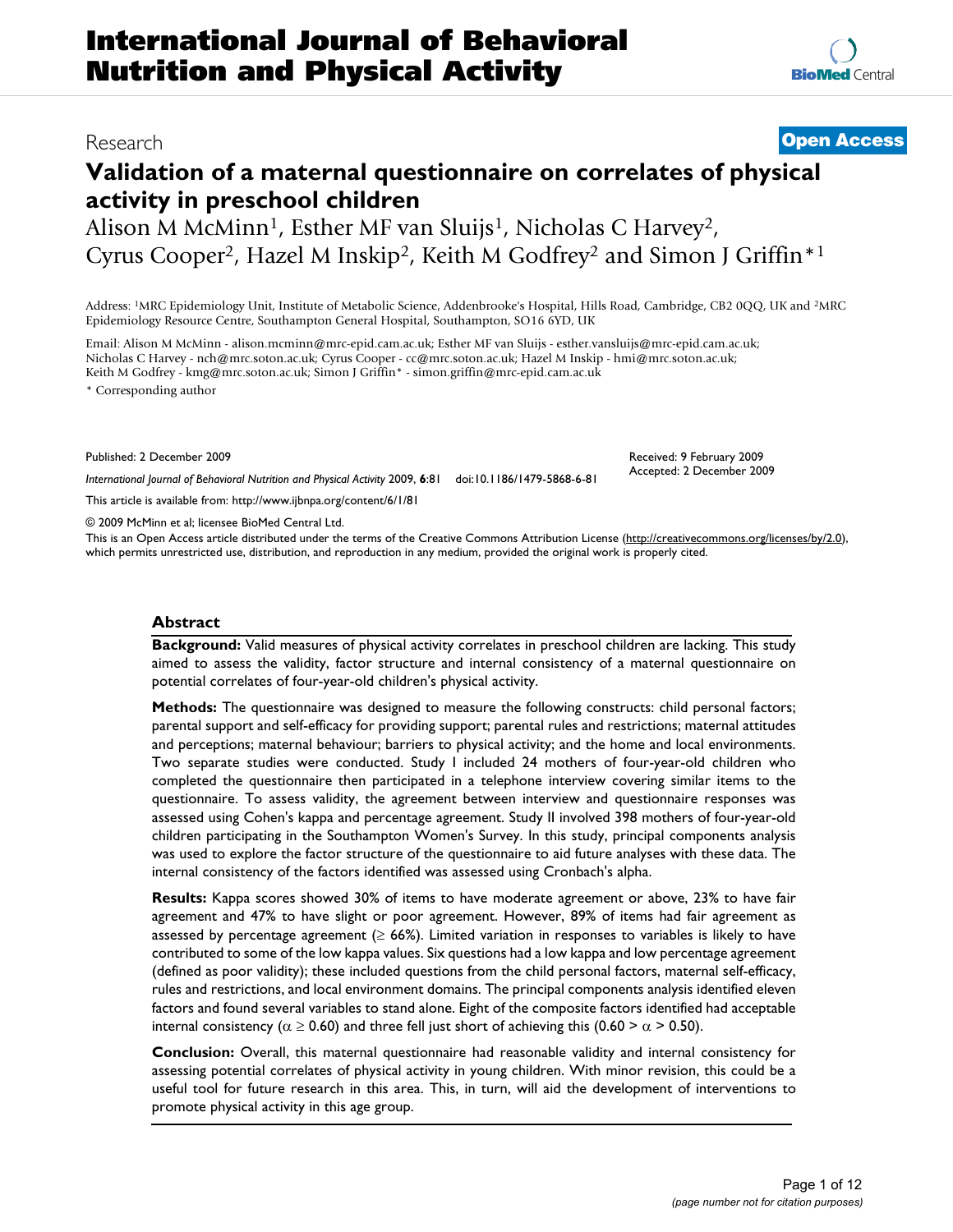# International Journal of Behavioral Nutrition and Physical Activity

Research

**Open Access**

# Validation of a maternal questionnaire on correlates of physical activity in preschool children

Alison M McMinn[1], Esther MF van Sluijs[1], Nicholas C Harvey[2], Cyrus Cooper[2], Hazel M Inskip[2], Keith M Godfrey[2] and Simon J Griffin*[1]

Address: [1]MRC Epidemiology Unit, Institute of Metabolic Science, Addenbrooke's Hospital, Hills Road, Cambridge, CB2 0QQ, UK and [2]MRC Epidemiology Resource Centre, Southampton General Hospital, Southampton, SO16 6YD, UK

Email: Alison M McMinn - alison.mcminn@mrc-epid.cam.ac.uk; Esther MF van Sluijs - esther.vansluijs@mrc-epid.cam.ac.uk; Nicholas C Harvey - nch@mrc.soton.ac.uk; Cyrus Cooper - cc@mrc.soton.ac.uk; Hazel M Inskip - hmi@mrc.soton.ac.uk; Keith M Godfrey - kmg@mrc.soton.ac.uk; Simon J Griffin* - simon.griffin@mrc-epid.cam.ac.uk

\* Corresponding author

Published: 2 December 2009

*International Journal of Behavioral Nutrition and Physical Activity* 2009, **6**:81 doi:10.1186/1479-5868-6-81

Received: 9 February 2009
Accepted: 2 December 2009

This article is available from: http://www.ijbnpa.org/content/6/1/81

© 2009 McMinn et al; licensee BioMed Central Ltd.

This is an Open Access article distributed under the terms of the Creative Commons Attribution License (http://creativecommons.org/licenses/by/2.0), which permits unrestricted use, distribution, and reproduction in any medium, provided the original work is properly cited.

## Abstract

**Background:** Valid measures of physical activity correlates in preschool children are lacking. This study aimed to assess the validity, factor structure and internal consistency of a maternal questionnaire on potential correlates of four-year-old children's physical activity.

**Methods:** The questionnaire was designed to measure the following constructs: child personal factors; parental support and self-efficacy for providing support; parental rules and restrictions; maternal attitudes and perceptions; maternal behaviour; barriers to physical activity; and the home and local environments. Two separate studies were conducted. Study I included 24 mothers of four-year-old children who completed the questionnaire then participated in a telephone interview covering similar items to the questionnaire. To assess validity, the agreement between interview and questionnaire responses was assessed using Cohen's kappa and percentage agreement. Study II involved 398 mothers of four-year-old children participating in the Southampton Women's Survey. In this study, principal components analysis was used to explore the factor structure of the questionnaire to aid future analyses with these data. The internal consistency of the factors identified was assessed using Cronbach's alpha.

**Results:** Kappa scores showed 30% of items to have moderate agreement or above, 23% to have fair agreement and 47% to have slight or poor agreement. However, 89% of items had fair agreement as assessed by percentage agreement ($\geq$ 66%). Limited variation in responses to variables is likely to have contributed to some of the low kappa values. Six questions had a low kappa and low percentage agreement (defined as poor validity); these included questions from the child personal factors, maternal self-efficacy, rules and restrictions, and local environment domains. The principal components analysis identified eleven factors and found several variables to stand alone. Eight of the composite factors identified had acceptable internal consistency ($\alpha \geq 0.60$) and three fell just short of achieving this ($0.60 > \alpha > 0.50$).

**Conclusion:** Overall, this maternal questionnaire had reasonable validity and internal consistency for assessing potential correlates of physical activity in young children. With minor revision, this could be a useful tool for future research in this area. This, in turn, will aid the development of interventions to promote physical activity in this age group.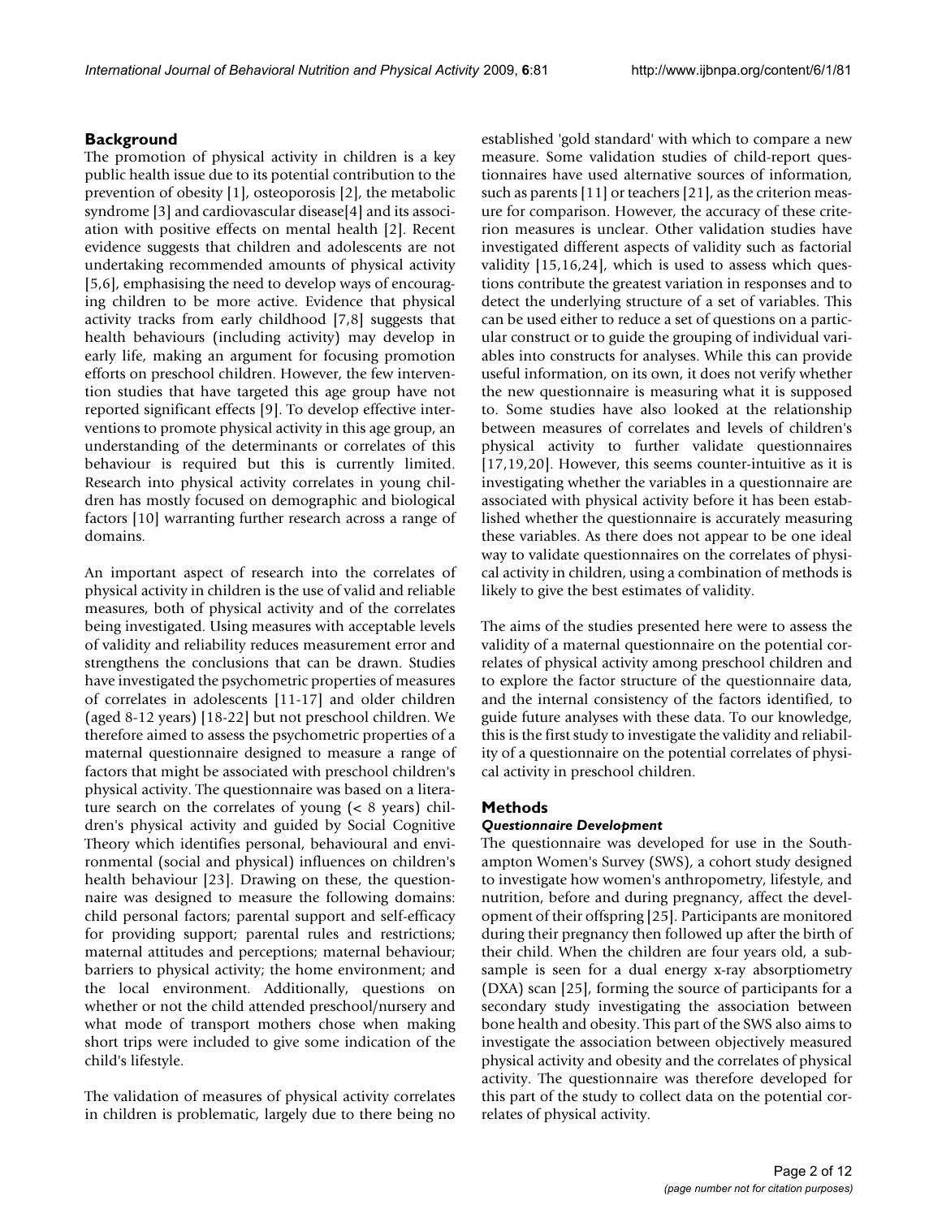## Background

The promotion of physical activity in children is a key public health issue due to its potential contribution to the prevention of obesity [1], osteoporosis [2], the metabolic syndrome [3] and cardiovascular disease[4] and its association with positive effects on mental health [2]. Recent evidence suggests that children and adolescents are not undertaking recommended amounts of physical activity [5,6], emphasising the need to develop ways of encouraging children to be more active. Evidence that physical activity tracks from early childhood [7,8] suggests that health behaviours (including activity) may develop in early life, making an argument for focusing promotion efforts on preschool children. However, the few intervention studies that have targeted this age group have not reported significant effects [9]. To develop effective interventions to promote physical activity in this age group, an understanding of the determinants or correlates of this behaviour is required but this is currently limited. Research into physical activity correlates in young children has mostly focused on demographic and biological factors [10] warranting further research across a range of domains.

An important aspect of research into the correlates of physical activity in children is the use of valid and reliable measures, both of physical activity and of the correlates being investigated. Using measures with acceptable levels of validity and reliability reduces measurement error and strengthens the conclusions that can be drawn. Studies have investigated the psychometric properties of measures of correlates in adolescents [11-17] and older children (aged 8-12 years) [18-22] but not preschool children. We therefore aimed to assess the psychometric properties of a maternal questionnaire designed to measure a range of factors that might be associated with preschool children's physical activity. The questionnaire was based on a literature search on the correlates of young (< 8 years) children's physical activity and guided by Social Cognitive Theory which identifies personal, behavioural and environmental (social and physical) influences on children's health behaviour [23]. Drawing on these, the questionnaire was designed to measure the following domains: child personal factors; parental support and self-efficacy for providing support; parental rules and restrictions; maternal attitudes and perceptions; maternal behaviour; barriers to physical activity; the home environment; and the local environment. Additionally, questions on whether or not the child attended preschool/nursery and what mode of transport mothers chose when making short trips were included to give some indication of the child's lifestyle.

The validation of measures of physical activity correlates in children is problematic, largely due to there being no established 'gold standard' with which to compare a new measure. Some validation studies of child-report questionnaires have used alternative sources of information, such as parents [11] or teachers [21], as the criterion measure for comparison. However, the accuracy of these criterion measures is unclear. Other validation studies have investigated different aspects of validity such as factorial validity [15,16,24], which is used to assess which questions contribute the greatest variation in responses and to detect the underlying structure of a set of variables. This can be used either to reduce a set of questions on a particular construct or to guide the grouping of individual variables into constructs for analyses. While this can provide useful information, on its own, it does not verify whether the new questionnaire is measuring what it is supposed to. Some studies have also looked at the relationship between measures of correlates and levels of children's physical activity to further validate questionnaires [17,19,20]. However, this seems counter-intuitive as it is investigating whether the variables in a questionnaire are associated with physical activity before it has been established whether the questionnaire is accurately measuring these variables. As there does not appear to be one ideal way to validate questionnaires on the correlates of physical activity in children, using a combination of methods is likely to give the best estimates of validity.

The aims of the studies presented here were to assess the validity of a maternal questionnaire on the potential correlates of physical activity among preschool children and to explore the factor structure of the questionnaire data, and the internal consistency of the factors identified, to guide future analyses with these data. To our knowledge, this is the first study to investigate the validity and reliability of a questionnaire on the potential correlates of physical activity in preschool children.

## Methods

### *Questionnaire Development*

The questionnaire was developed for use in the Southampton Women's Survey (SWS), a cohort study designed to investigate how women's anthropometry, lifestyle, and nutrition, before and during pregnancy, affect the development of their offspring [25]. Participants are monitored during their pregnancy then followed up after the birth of their child. When the children are four years old, a subsample is seen for a dual energy x-ray absorptiometry (DXA) scan [25], forming the source of participants for a secondary study investigating the association between bone health and obesity. This part of the SWS also aims to investigate the association between objectively measured physical activity and obesity and the correlates of physical activity. The questionnaire was therefore developed for this part of the study to collect data on the potential correlates of physical activity.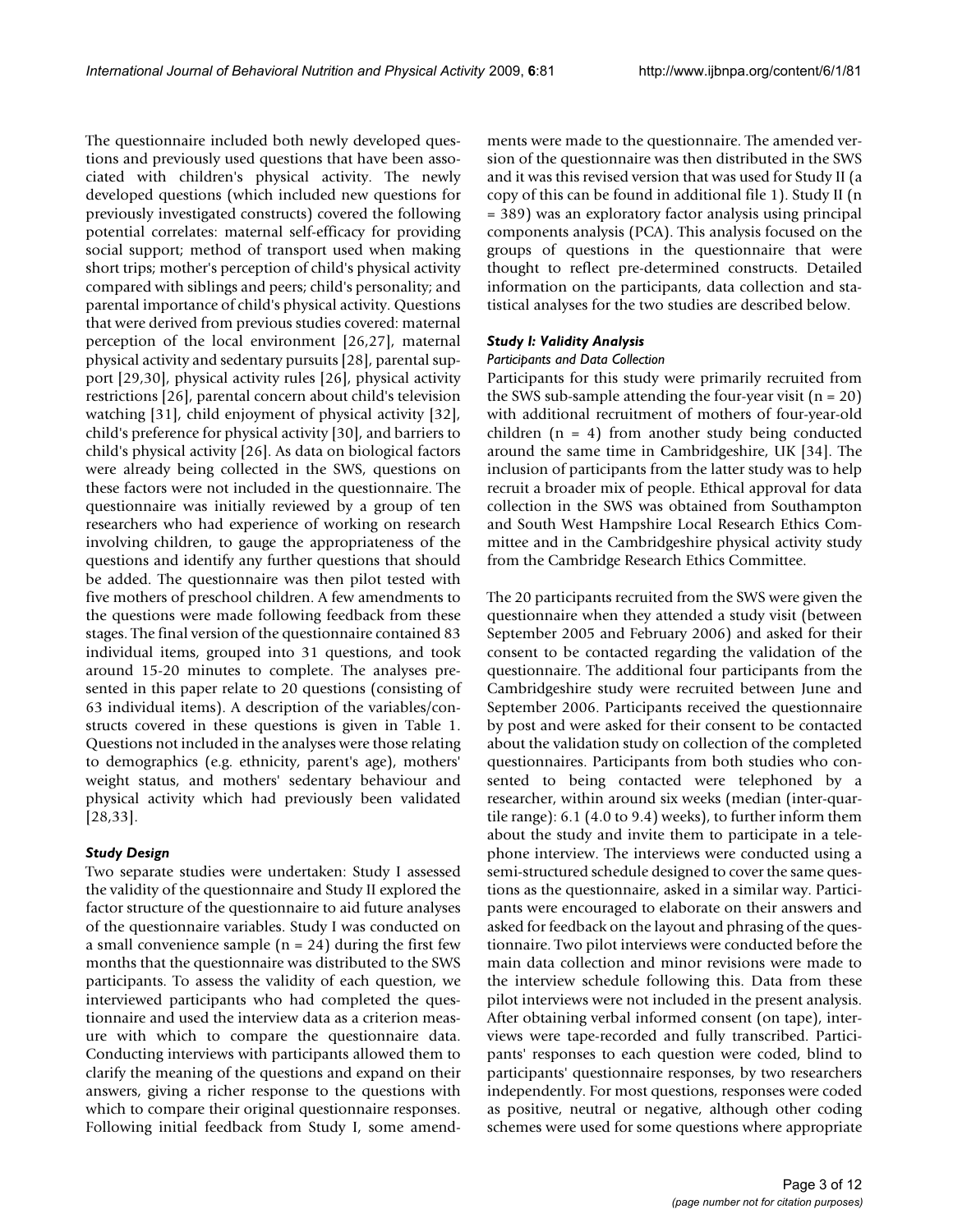The questionnaire included both newly developed questions and previously used questions that have been associated with children's physical activity. The newly developed questions (which included new questions for previously investigated constructs) covered the following potential correlates: maternal self-efficacy for providing social support; method of transport used when making short trips; mother's perception of child's physical activity compared with siblings and peers; child's personality; and parental importance of child's physical activity. Questions that were derived from previous studies covered: maternal perception of the local environment [26,27], maternal physical activity and sedentary pursuits [28], parental support [29,30], physical activity rules [26], physical activity restrictions [26], parental concern about child's television watching [31], child enjoyment of physical activity [32], child's preference for physical activity [30], and barriers to child's physical activity [26]. As data on biological factors were already being collected in the SWS, questions on these factors were not included in the questionnaire. The questionnaire was initially reviewed by a group of ten researchers who had experience of working on research involving children, to gauge the appropriateness of the questions and identify any further questions that should be added. The questionnaire was then pilot tested with five mothers of preschool children. A few amendments to the questions were made following feedback from these stages. The final version of the questionnaire contained 83 individual items, grouped into 31 questions, and took around 15-20 minutes to complete. The analyses presented in this paper relate to 20 questions (consisting of 63 individual items). A description of the variables/constructs covered in these questions is given in Table 1. Questions not included in the analyses were those relating to demographics (e.g. ethnicity, parent's age), mothers' weight status, and mothers' sedentary behaviour and physical activity which had previously been validated [28,33].

### *Study Design*

Two separate studies were undertaken: Study I assessed the validity of the questionnaire and Study II explored the factor structure of the questionnaire to aid future analyses of the questionnaire variables. Study I was conducted on a small convenience sample (n = 24) during the first few months that the questionnaire was distributed to the SWS participants. To assess the validity of each question, we interviewed participants who had completed the questionnaire and used the interview data as a criterion measure with which to compare the questionnaire data. Conducting interviews with participants allowed them to clarify the meaning of the questions and expand on their answers, giving a richer response to the questions with which to compare their original questionnaire responses. Following initial feedback from Study I, some amendments were made to the questionnaire. The amended version of the questionnaire was then distributed in the SWS and it was this revised version that was used for Study II (a copy of this can be found in additional file 1). Study II (n = 389) was an exploratory factor analysis using principal components analysis (PCA). This analysis focused on the groups of questions in the questionnaire that were thought to reflect pre-determined constructs. Detailed information on the participants, data collection and statistical analyses for the two studies are described below.

### *Study I: Validity Analysis*

#### *Participants and Data Collection*

Participants for this study were primarily recruited from the SWS sub-sample attending the four-year visit (n = 20) with additional recruitment of mothers of four-year-old children (n = 4) from another study being conducted around the same time in Cambridgeshire, UK [34]. The inclusion of participants from the latter study was to help recruit a broader mix of people. Ethical approval for data collection in the SWS was obtained from Southampton and South West Hampshire Local Research Ethics Committee and in the Cambridgeshire physical activity study from the Cambridge Research Ethics Committee.

The 20 participants recruited from the SWS were given the questionnaire when they attended a study visit (between September 2005 and February 2006) and asked for their consent to be contacted regarding the validation of the questionnaire. The additional four participants from the Cambridgeshire study were recruited between June and September 2006. Participants received the questionnaire by post and were asked for their consent to be contacted about the validation study on collection of the completed questionnaires. Participants from both studies who consented to being contacted were telephoned by a researcher, within around six weeks (median (inter-quartile range): 6.1 (4.0 to 9.4) weeks), to further inform them about the study and invite them to participate in a telephone interview. The interviews were conducted using a semi-structured schedule designed to cover the same questions as the questionnaire, asked in a similar way. Participants were encouraged to elaborate on their answers and asked for feedback on the layout and phrasing of the questionnaire. Two pilot interviews were conducted before the main data collection and minor revisions were made to the interview schedule following this. Data from these pilot interviews were not included in the present analysis. After obtaining verbal informed consent (on tape), interviews were tape-recorded and fully transcribed. Participants' responses to each question were coded, blind to participants' questionnaire responses, by two researchers independently. For most questions, responses were coded as positive, neutral or negative, although other coding schemes were used for some questions where appropriate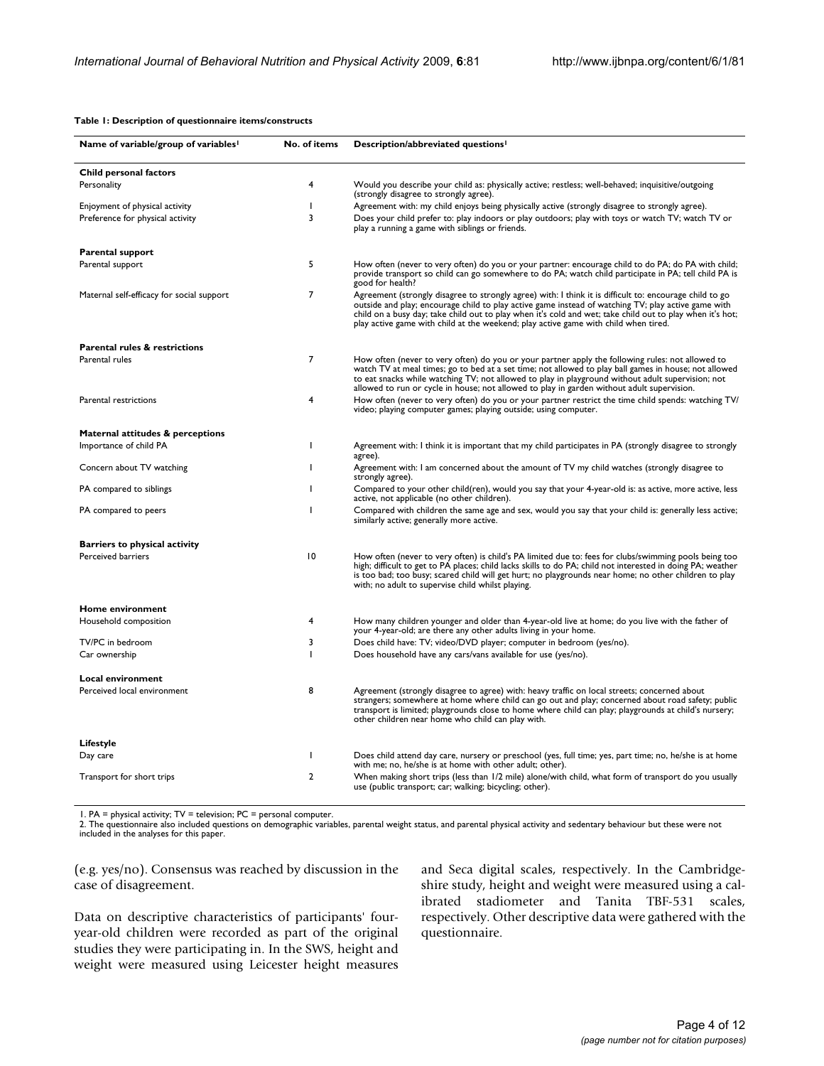**Table 1: Description of questionnaire items/constructs**

| Name of variable/group of variables[1] | No. of items | Description/abbreviated questions[1] |
|---|---|---|
| **Child personal factors** | | |
| Personality | 4 | Would you describe your child as: physically active; restless; well-behaved; inquisitive/outgoing (strongly disagree to strongly agree). |
| Enjoyment of physical activity | 1 | Agreement with: my child enjoys being physically active (strongly disagree to strongly agree). |
| Preference for physical activity | 3 | Does your child prefer to: play indoors or play outdoors; play with toys or watch TV; watch TV or play a running a game with siblings or friends. |
| **Parental support** | | |
| Parental support | 5 | How often (never to very often) do you or your partner: encourage child to do PA; do PA with child; provide transport so child can go somewhere to do PA; watch child participate in PA; tell child PA is good for health? |
| Maternal self-efficacy for social support | 7 | Agreement (strongly disagree to strongly agree) with: I think it is difficult to: encourage child to go outside and play; encourage child to play active game instead of watching TV; play active game with child on a busy day; take child out to play when it's cold and wet; take child out to play when it's hot; play active game with child at the weekend; play active game with child when tired. |
| **Parental rules & restrictions** | | |
| Parental rules | 7 | How often (never to very often) do you or your partner apply the following rules: not allowed to watch TV at meal times; go to bed at a set time; not allowed to play ball games in house; not allowed to eat snacks while watching TV; not allowed to play in playground without adult supervision; not allowed to run or cycle in house; not allowed to play in garden without adult supervision. |
| Parental restrictions | 4 | How often (never to very often) do you or your partner restrict the time child spends: watching TV/video; playing computer games; playing outside; using computer. |
| **Maternal attitudes & perceptions** | | |
| Importance of child PA | 1 | Agreement with: I think it is important that my child participates in PA (strongly disagree to strongly agree). |
| Concern about TV watching | 1 | Agreement with: I am concerned about the amount of TV my child watches (strongly disagree to strongly agree). |
| PA compared to siblings | 1 | Compared to your other child(ren), would you say that your 4-year-old is: as active, more active, less active, not applicable (no other children). |
| PA compared to peers | 1 | Compared with children the same age and sex, would you say that your child is: generally less active; similarly active; generally more active. |
| **Barriers to physical activity** | | |
| Perceived barriers | 10 | How often (never to very often) is child's PA limited due to: fees for clubs/swimming pools being too high; difficult to get to PA places; child lacks skills to do PA; child not interested in doing PA; weather is too bad; too busy; scared child will get hurt; no playgrounds near home; no other children to play with; no adult to supervise child whilst playing. |
| **Home environment** | | |
| Household composition | 4 | How many children younger and older than 4-year-old live at home; do you live with the father of your 4-year-old; are there any other adults living in your home. |
| TV/PC in bedroom | 3 | Does child have: TV; video/DVD player; computer in bedroom (yes/no). |
| Car ownership | 1 | Does household have any cars/vans available for use (yes/no). |
| **Local environment** | | |
| Perceived local environment | 8 | Agreement (strongly disagree to agree) with: heavy traffic on local streets; concerned about strangers; somewhere at home where child can go out and play; concerned about road safety; public transport is limited; playgrounds close to home where child can play; playgrounds at child's nursery; other children near home who child can play with. |
| **Lifestyle** | | |
| Day care | 1 | Does child attend day care, nursery or preschool (yes, full time; yes, part time; no, he/she is at home with me; no, he/she is at home with other adult; other). |
| Transport for short trips | 2 | When making short trips (less than 1/2 mile) alone/with child, what form of transport do you usually use (public transport; car; walking; bicycling; other). |

1. PA = physical activity; TV = television; PC = personal computer.
2. The questionnaire also included questions on demographic variables, parental weight status, and parental physical activity and sedentary behaviour but these were not included in the analyses for this paper.

(e.g. yes/no). Consensus was reached by discussion in the case of disagreement.

Data on descriptive characteristics of participants' four-year-old children were recorded as part of the original studies they were participating in. In the SWS, height and weight were measured using Leicester height measures and Seca digital scales, respectively. In the Cambridgeshire study, height and weight were measured using a calibrated stadiometer and Tanita TBF-531 scales, respectively. Other descriptive data were gathered with the questionnaire.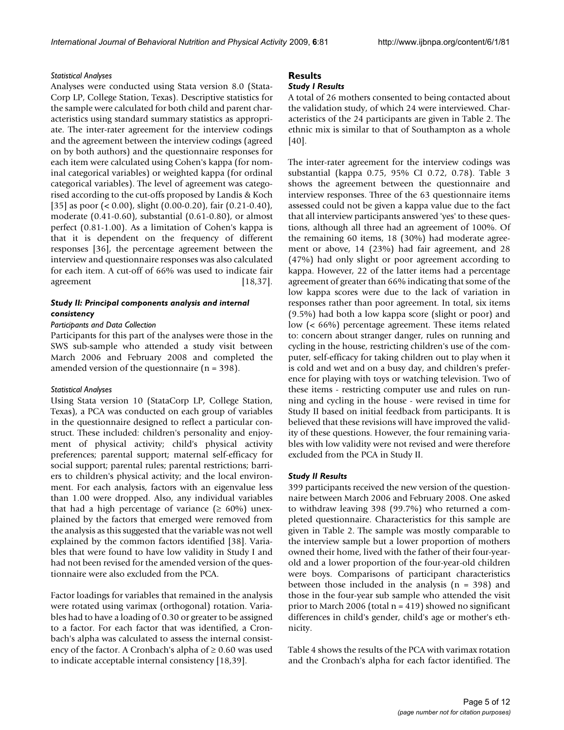#### *Statistical Analyses*

Analyses were conducted using Stata version 8.0 (StataCorp LP, College Station, Texas). Descriptive statistics for the sample were calculated for both child and parent characteristics using standard summary statistics as appropriate. The inter-rater agreement for the interview codings and the agreement between the interview codings (agreed on by both authors) and the questionnaire responses for each item were calculated using Cohen's kappa (for nominal categorical variables) or weighted kappa (for ordinal categorical variables). The level of agreement was categorised according to the cut-offs proposed by Landis & Koch [35] as poor (< 0.00), slight (0.00-0.20), fair (0.21-0.40), moderate (0.41-0.60), substantial (0.61-0.80), or almost perfect (0.81-1.00). As a limitation of Cohen's kappa is that it is dependent on the frequency of different responses [36], the percentage agreement between the interview and questionnaire responses was also calculated for each item. A cut-off of 66% was used to indicate fair agreement [18,37].

### *Study II: Principal components analysis and internal consistency*

#### *Participants and Data Collection*

Participants for this part of the analyses were those in the SWS sub-sample who attended a study visit between March 2006 and February 2008 and completed the amended version of the questionnaire (n = 398).

#### *Statistical Analyses*

Using Stata version 10 (StataCorp LP, College Station, Texas), a PCA was conducted on each group of variables in the questionnaire designed to reflect a particular construct. These included: children's personality and enjoyment of physical activity; child's physical activity preferences; parental support; maternal self-efficacy for social support; parental rules; parental restrictions; barriers to children's physical activity; and the local environment. For each analysis, factors with an eigenvalue less than 1.00 were dropped. Also, any individual variables that had a high percentage of variance (≥ 60%) unexplained by the factors that emerged were removed from the analysis as this suggested that the variable was not well explained by the common factors identified [38]. Variables that were found to have low validity in Study I and had not been revised for the amended version of the questionnaire were also excluded from the PCA.

Factor loadings for variables that remained in the analysis were rotated using varimax (orthogonal) rotation. Variables had to have a loading of 0.30 or greater to be assigned to a factor. For each factor that was identified, a Cronbach's alpha was calculated to assess the internal consistency of the factor. A Cronbach's alpha of ≥ 0.60 was used to indicate acceptable internal consistency [18,39].

## Results

### *Study I Results*

A total of 26 mothers consented to being contacted about the validation study, of which 24 were interviewed. Characteristics of the 24 participants are given in Table 2. The ethnic mix is similar to that of Southampton as a whole [40].

The inter-rater agreement for the interview codings was substantial (kappa 0.75, 95% CI 0.72, 0.78). Table 3 shows the agreement between the questionnaire and interview responses. Three of the 63 questionnaire items assessed could not be given a kappa value due to the fact that all interview participants answered 'yes' to these questions, although all three had an agreement of 100%. Of the remaining 60 items, 18 (30%) had moderate agreement or above, 14 (23%) had fair agreement, and 28 (47%) had only slight or poor agreement according to kappa. However, 22 of the latter items had a percentage agreement of greater than 66% indicating that some of the low kappa scores were due to the lack of variation in responses rather than poor agreement. In total, six items (9.5%) had both a low kappa score (slight or poor) and low (< 66%) percentage agreement. These items related to: concern about stranger danger, rules on running and cycling in the house, restricting children's use of the computer, self-efficacy for taking children out to play when it is cold and wet and on a busy day, and children's preference for playing with toys or watching television. Two of these items - restricting computer use and rules on running and cycling in the house - were revised in time for Study II based on initial feedback from participants. It is believed that these revisions will have improved the validity of these questions. However, the four remaining variables with low validity were not revised and were therefore excluded from the PCA in Study II.

### *Study II Results*

399 participants received the new version of the questionnaire between March 2006 and February 2008. One asked to withdraw leaving 398 (99.7%) who returned a completed questionnaire. Characteristics for this sample are given in Table 2. The sample was mostly comparable to the interview sample but a lower proportion of mothers owned their home, lived with the father of their four-year-old and a lower proportion of the four-year-old children were boys. Comparisons of participant characteristics between those included in the analysis (n = 398) and those in the four-year sub sample who attended the visit prior to March 2006 (total n = 419) showed no significant differences in child's gender, child's age or mother's ethnicity.

Table 4 shows the results of the PCA with varimax rotation and the Cronbach's alpha for each factor identified. The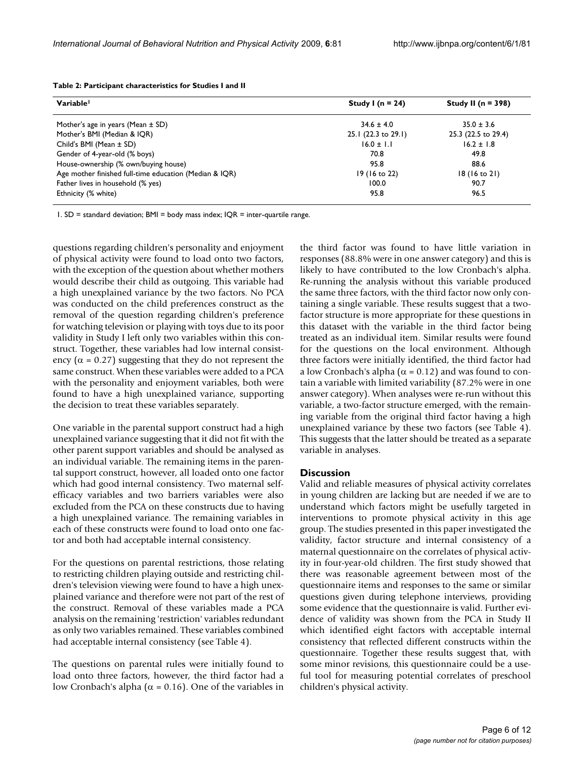**Table 2: Participant characteristics for Studies I and II**

| Variable[1] | Study I (n = 24) | Study II (n = 398) |
|---|---|---|
| Mother's age in years (Mean ± SD) | 34.6 ± 4.0 | 35.0 ± 3.6 |
| Mother's BMI (Median & IQR) | 25.1 (22.3 to 29.1) | 25.3 (22.5 to 29.4) |
| Child's BMI (Mean ± SD) | 16.0 ± 1.1 | 16.2 ± 1.8 |
| Gender of 4-year-old (% boys) | 70.8 | 49.8 |
| House-ownership (% own/buying house) | 95.8 | 88.6 |
| Age mother finished full-time education (Median & IQR) | 19 (16 to 22) | 18 (16 to 21) |
| Father lives in household (% yes) | 100.0 | 90.7 |
| Ethnicity (% white) | 95.8 | 96.5 |

1. SD = standard deviation; BMI = body mass index; IQR = inter-quartile range.

questions regarding children's personality and enjoyment of physical activity were found to load onto two factors, with the exception of the question about whether mothers would describe their child as outgoing. This variable had a high unexplained variance by the two factors. No PCA was conducted on the child preferences construct as the removal of the question regarding children's preference for watching television or playing with toys due to its poor validity in Study I left only two variables within this construct. Together, these variables had low internal consistency ($\alpha = 0.27$) suggesting that they do not represent the same construct. When these variables were added to a PCA with the personality and enjoyment variables, both were found to have a high unexplained variance, supporting the decision to treat these variables separately.

One variable in the parental support construct had a high unexplained variance suggesting that it did not fit with the other parent support variables and should be analysed as an individual variable. The remaining items in the parental support construct, however, all loaded onto one factor which had good internal consistency. Two maternal self-efficacy variables and two barriers variables were also excluded from the PCA on these constructs due to having a high unexplained variance. The remaining variables in each of these constructs were found to load onto one factor and both had acceptable internal consistency.

For the questions on parental restrictions, those relating to restricting children playing outside and restricting children's television viewing were found to have a high unexplained variance and therefore were not part of the rest of the construct. Removal of these variables made a PCA analysis on the remaining 'restriction' variables redundant as only two variables remained. These variables combined had acceptable internal consistency (see Table 4).

The questions on parental rules were initially found to load onto three factors, however, the third factor had a low Cronbach's alpha ($\alpha = 0.16$). One of the variables in the third factor was found to have little variation in responses (88.8% were in one answer category) and this is likely to have contributed to the low Cronbach's alpha. Re-running the analysis without this variable produced the same three factors, with the third factor now only containing a single variable. These results suggest that a two-factor structure is more appropriate for these questions in this dataset with the variable in the third factor being treated as an individual item. Similar results were found for the questions on the local environment. Although three factors were initially identified, the third factor had a low Cronbach's alpha ($\alpha = 0.12$) and was found to contain a variable with limited variability (87.2% were in one answer category). When analyses were re-run without this variable, a two-factor structure emerged, with the remaining variable from the original third factor having a high unexplained variance by these two factors (see Table 4). This suggests that the latter should be treated as a separate variable in analyses.

## Discussion

Valid and reliable measures of physical activity correlates in young children are lacking but are needed if we are to understand which factors might be usefully targeted in interventions to promote physical activity in this age group. The studies presented in this paper investigated the validity, factor structure and internal consistency of a maternal questionnaire on the correlates of physical activity in four-year-old children. The first study showed that there was reasonable agreement between most of the questionnaire items and responses to the same or similar questions given during telephone interviews, providing some evidence that the questionnaire is valid. Further evidence of validity was shown from the PCA in Study II which identified eight factors with acceptable internal consistency that reflected different constructs within the questionnaire. Together these results suggest that, with some minor revisions, this questionnaire could be a useful tool for measuring potential correlates of preschool children's physical activity.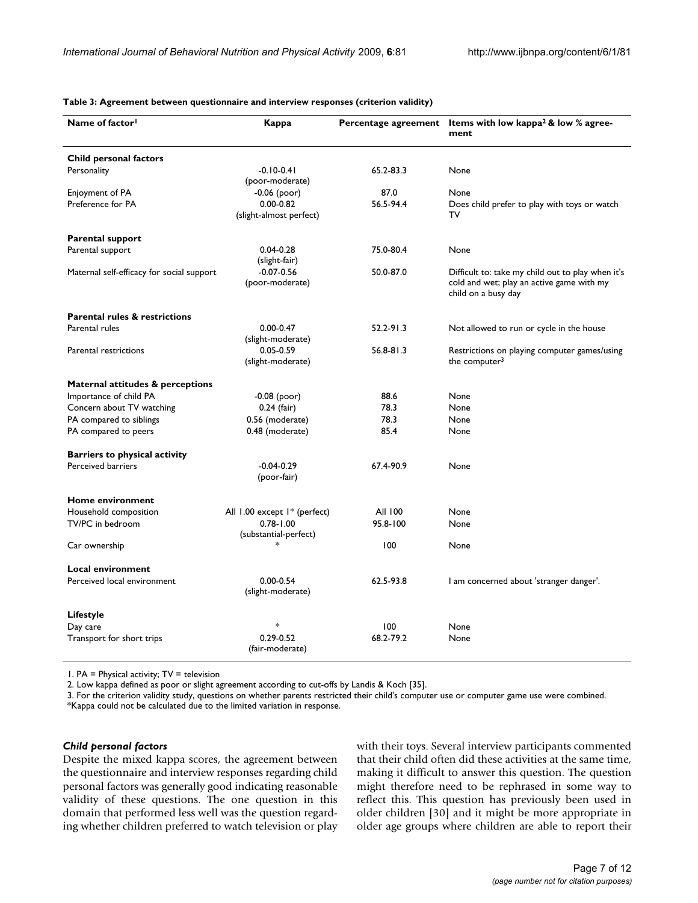**Table 3: Agreement between questionnaire and interview responses (criterion validity)**

| Name of factor[1] | Kappa | Percentage agreement | Items with low kappa[2] & low % agreement |
|---|---|---|---|
| **Child personal factors** | | | |
| Personality | -0.10-0.41 (poor-moderate) | 65.2-83.3 | None |
| Enjoyment of PA | -0.06 (poor) | 87.0 | None |
| Preference for PA | 0.00-0.82 (slight-almost perfect) | 56.5-94.4 | Does child prefer to play with toys or watch TV |
| **Parental support** | | | |
| Parental support | 0.04-0.28 (slight-fair) | 75.0-80.4 | None |
| Maternal self-efficacy for social support | -0.07-0.56 (poor-moderate) | 50.0-87.0 | Difficult to: take my child out to play when it's cold and wet; play an active game with my child on a busy day |
| **Parental rules & restrictions** | | | |
| Parental rules | 0.00-0.47 (slight-moderate) | 52.2-91.3 | Not allowed to run or cycle in the house |
| Parental restrictions | 0.05-0.59 (slight-moderate) | 56.8-81.3 | Restrictions on playing computer games/using the computer[3] |
| **Maternal attitudes & perceptions** | | | |
| Importance of child PA | -0.08 (poor) | 88.6 | None |
| Concern about TV watching | 0.24 (fair) | 78.3 | None |
| PA compared to siblings | 0.56 (moderate) | 78.3 | None |
| PA compared to peers | 0.48 (moderate) | 85.4 | None |
| **Barriers to physical activity** | | | |
| Perceived barriers | -0.04-0.29 (poor-fair) | 67.4-90.9 | None |
| **Home environment** | | | |
| Household composition | All 1.00 except 1* (perfect) | All 100 | None |
| TV/PC in bedroom | 0.78-1.00 (substantial-perfect) | 95.8-100 | None |
| Car ownership | * | 100 | None |
| **Local environment** | | | |
| Perceived local environment | 0.00-0.54 (slight-moderate) | 62.5-93.8 | I am concerned about 'stranger danger'. |
| **Lifestyle** | | | |
| Day care | * | 100 | None |
| Transport for short trips | 0.29-0.52 (fair-moderate) | 68.2-79.2 | None |

1. PA = Physical activity; TV = television
2. Low kappa defined as poor or slight agreement according to cut-offs by Landis & Koch [35].
3. For the criterion validity study, questions on whether parents restricted their child's computer use or computer game use were combined.
*Kappa could not be calculated due to the limited variation in response.

### *Child personal factors*

Despite the mixed kappa scores, the agreement between the questionnaire and interview responses regarding child personal factors was generally good indicating reasonable validity of these questions. The one question in this domain that performed less well was the question regarding whether children preferred to watch television or play with their toys. Several interview participants commented that their child often did these activities at the same time, making it difficult to answer this question. The question might therefore need to be rephrased in some way to reflect this. This question has previously been used in older children [30] and it might be more appropriate in older age groups where children are able to report their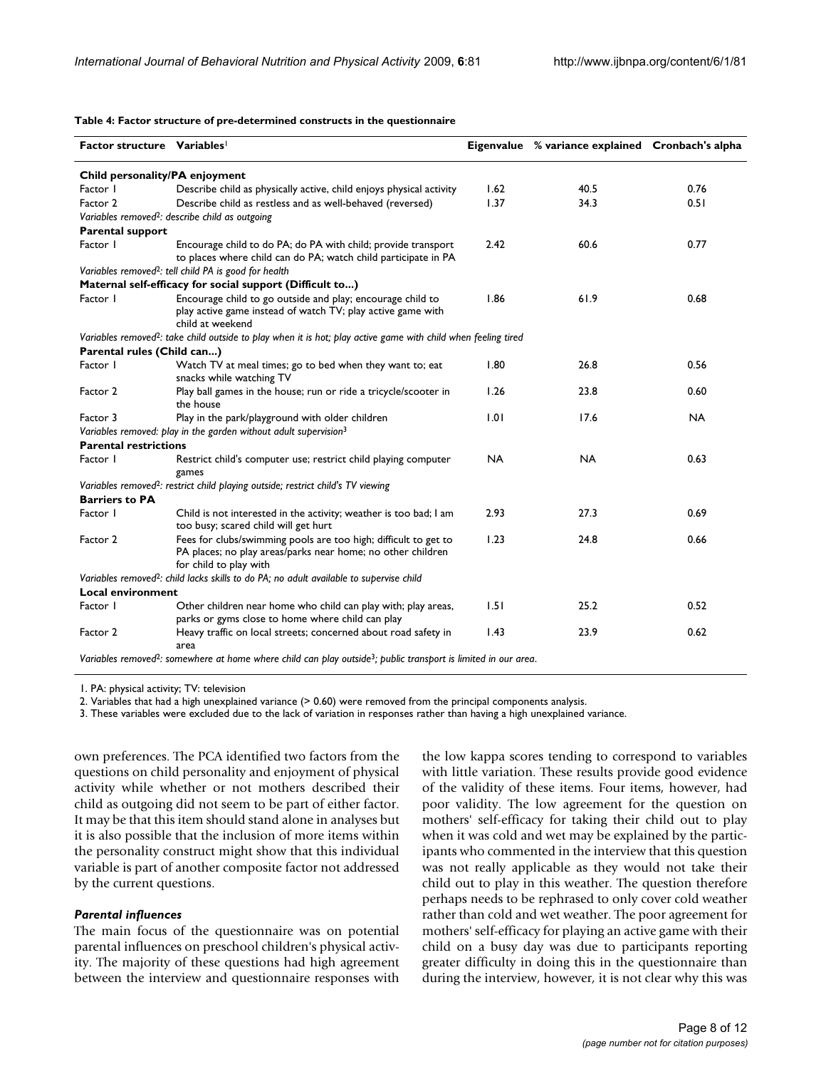**Table 4: Factor structure of pre-determined constructs in the questionnaire**

| Factor structure | Variables[1] | Eigenvalue | % variance explained | Cronbach's alpha |
|---|---|---|---|---|
| **Child personality/PA enjoyment** | | | | |
| Factor 1 | Describe child as physically active, child enjoys physical activity | 1.62 | 40.5 | 0.76 |
| Factor 2 | Describe child as restless and as well-behaved (reversed) | 1.37 | 34.3 | 0.51 |
| *Variables removed[2]: describe child as outgoing* | | | | |
| **Parental support** | | | | |
| Factor 1 | Encourage child to do PA; do PA with child; provide transport to places where child can do PA; watch child participate in PA | 2.42 | 60.6 | 0.77 |
| *Variables removed[2]: tell child PA is good for health* | | | | |
| **Maternal self-efficacy for social support (Difficult to...)** | | | | |
| Factor 1 | Encourage child to go outside and play; encourage child to play active game instead of watch TV; play active game with child at weekend | 1.86 | 61.9 | 0.68 |
| *Variables removed[2]: take child outside to play when it is hot; play active game with child when feeling tired* | | | | |
| **Parental rules (Child can...)** | | | | |
| Factor 1 | Watch TV at meal times; go to bed when they want to; eat snacks while watching TV | 1.80 | 26.8 | 0.56 |
| Factor 2 | Play ball games in the house; run or ride a tricycle/scooter in the house | 1.26 | 23.8 | 0.60 |
| Factor 3 | Play in the park/playground with older children | 1.01 | 17.6 | NA |
| *Variables removed: play in the garden without adult supervision[3]* | | | | |
| **Parental restrictions** | | | | |
| Factor 1 | Restrict child's computer use; restrict child playing computer games | NA | NA | 0.63 |
| *Variables removed[2]: restrict child playing outside; restrict child's TV viewing* | | | | |
| **Barriers to PA** | | | | |
| Factor 1 | Child is not interested in the activity; weather is too bad; I am too busy; scared child will get hurt | 2.93 | 27.3 | 0.69 |
| Factor 2 | Fees for clubs/swimming pools are too high; difficult to get to PA places; no play areas/parks near home; no other children for child to play with | 1.23 | 24.8 | 0.66 |
| *Variables removed[2]: child lacks skills to do PA; no adult available to supervise child* | | | | |
| **Local environment** | | | | |
| Factor 1 | Other children near home who child can play with; play areas, parks or gyms close to home where child can play | 1.51 | 25.2 | 0.52 |
| Factor 2 | Heavy traffic on local streets; concerned about road safety in area | 1.43 | 23.9 | 0.62 |
| *Variables removed[2]: somewhere at home where child can play outside[3]; public transport is limited in our area.* | | | | |

1. PA: physical activity; TV: television

2. Variables that had a high unexplained variance (> 0.60) were removed from the principal components analysis.

3. These variables were excluded due to the lack of variation in responses rather than having a high unexplained variance.

own preferences. The PCA identified two factors from the questions on child personality and enjoyment of physical activity while whether or not mothers described their child as outgoing did not seem to be part of either factor. It may be that this item should stand alone in analyses but it is also possible that the inclusion of more items within the personality construct might show that this individual variable is part of another composite factor not addressed by the current questions.

### *Parental influences*

The main focus of the questionnaire was on potential parental influences on preschool children's physical activity. The majority of these questions had high agreement between the interview and questionnaire responses with the low kappa scores tending to correspond to variables with little variation. These results provide good evidence of the validity of these items. Four items, however, had poor validity. The low agreement for the question on mothers' self-efficacy for taking their child out to play when it was cold and wet may be explained by the participants who commented in the interview that this question was not really applicable as they would not take their child out to play in this weather. The question therefore perhaps needs to be rephrased to only cover cold weather rather than cold and wet weather. The poor agreement for mothers' self-efficacy for playing an active game with their child on a busy day was due to participants reporting greater difficulty in doing this in the questionnaire than during the interview, however, it is not clear why this was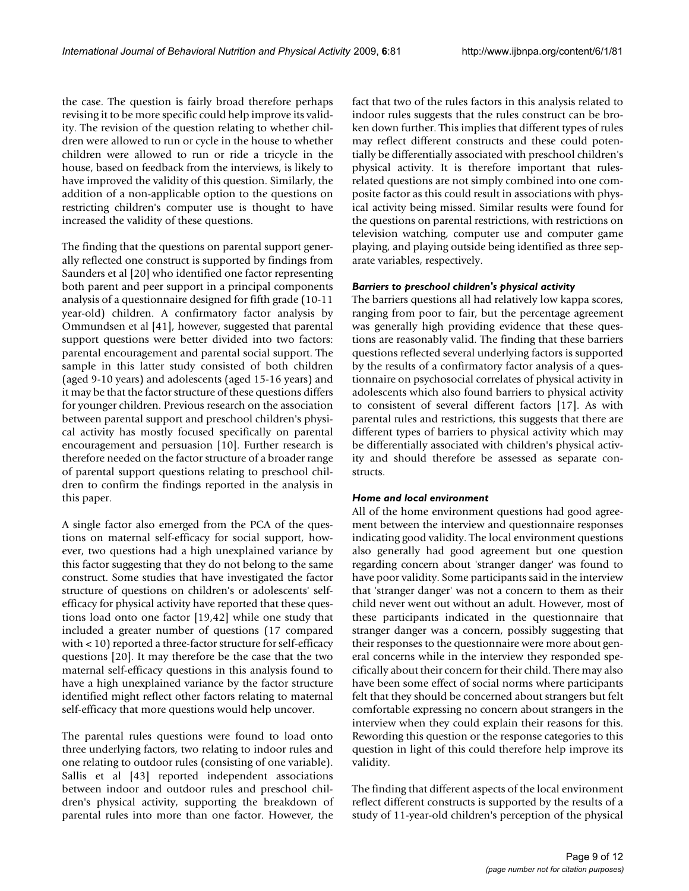the case. The question is fairly broad therefore perhaps revising it to be more specific could help improve its validity. The revision of the question relating to whether children were allowed to run or cycle in the house to whether children were allowed to run or ride a tricycle in the house, based on feedback from the interviews, is likely to have improved the validity of this question. Similarly, the addition of a non-applicable option to the questions on restricting children's computer use is thought to have increased the validity of these questions.

The finding that the questions on parental support generally reflected one construct is supported by findings from Saunders et al [20] who identified one factor representing both parent and peer support in a principal components analysis of a questionnaire designed for fifth grade (10-11 year-old) children. A confirmatory factor analysis by Ommundsen et al [41], however, suggested that parental support questions were better divided into two factors: parental encouragement and parental social support. The sample in this latter study consisted of both children (aged 9-10 years) and adolescents (aged 15-16 years) and it may be that the factor structure of these questions differs for younger children. Previous research on the association between parental support and preschool children's physical activity has mostly focused specifically on parental encouragement and persuasion [10]. Further research is therefore needed on the factor structure of a broader range of parental support questions relating to preschool children to confirm the findings reported in the analysis in this paper.

A single factor also emerged from the PCA of the questions on maternal self-efficacy for social support, however, two questions had a high unexplained variance by this factor suggesting that they do not belong to the same construct. Some studies that have investigated the factor structure of questions on children's or adolescents' self-efficacy for physical activity have reported that these questions load onto one factor [19,42] while one study that included a greater number of questions (17 compared with < 10) reported a three-factor structure for self-efficacy questions [20]. It may therefore be the case that the two maternal self-efficacy questions in this analysis found to have a high unexplained variance by the factor structure identified might reflect other factors relating to maternal self-efficacy that more questions would help uncover.

The parental rules questions were found to load onto three underlying factors, two relating to indoor rules and one relating to outdoor rules (consisting of one variable). Sallis et al [43] reported independent associations between indoor and outdoor rules and preschool children's physical activity, supporting the breakdown of parental rules into more than one factor. However, the fact that two of the rules factors in this analysis related to indoor rules suggests that the rules construct can be broken down further. This implies that different types of rules may reflect different constructs and these could potentially be differentially associated with preschool children's physical activity. It is therefore important that rules-related questions are not simply combined into one composite factor as this could result in associations with physical activity being missed. Similar results were found for the questions on parental restrictions, with restrictions on television watching, computer use and computer game playing, and playing outside being identified as three separate variables, respectively.

### *Barriers to preschool children's physical activity*

The barriers questions all had relatively low kappa scores, ranging from poor to fair, but the percentage agreement was generally high providing evidence that these questions are reasonably valid. The finding that these barriers questions reflected several underlying factors is supported by the results of a confirmatory factor analysis of a questionnaire on psychosocial correlates of physical activity in adolescents which also found barriers to physical activity to consistent of several different factors [17]. As with parental rules and restrictions, this suggests that there are different types of barriers to physical activity which may be differentially associated with children's physical activity and should therefore be assessed as separate constructs.

### *Home and local environment*

All of the home environment questions had good agreement between the interview and questionnaire responses indicating good validity. The local environment questions also generally had good agreement but one question regarding concern about 'stranger danger' was found to have poor validity. Some participants said in the interview that 'stranger danger' was not a concern to them as their child never went out without an adult. However, most of these participants indicated in the questionnaire that stranger danger was a concern, possibly suggesting that their responses to the questionnaire were more about general concerns while in the interview they responded specifically about their concern for their child. There may also have been some effect of social norms where participants felt that they should be concerned about strangers but felt comfortable expressing no concern about strangers in the interview when they could explain their reasons for this. Rewording this question or the response categories to this question in light of this could therefore help improve its validity.

The finding that different aspects of the local environment reflect different constructs is supported by the results of a study of 11-year-old children's perception of the physical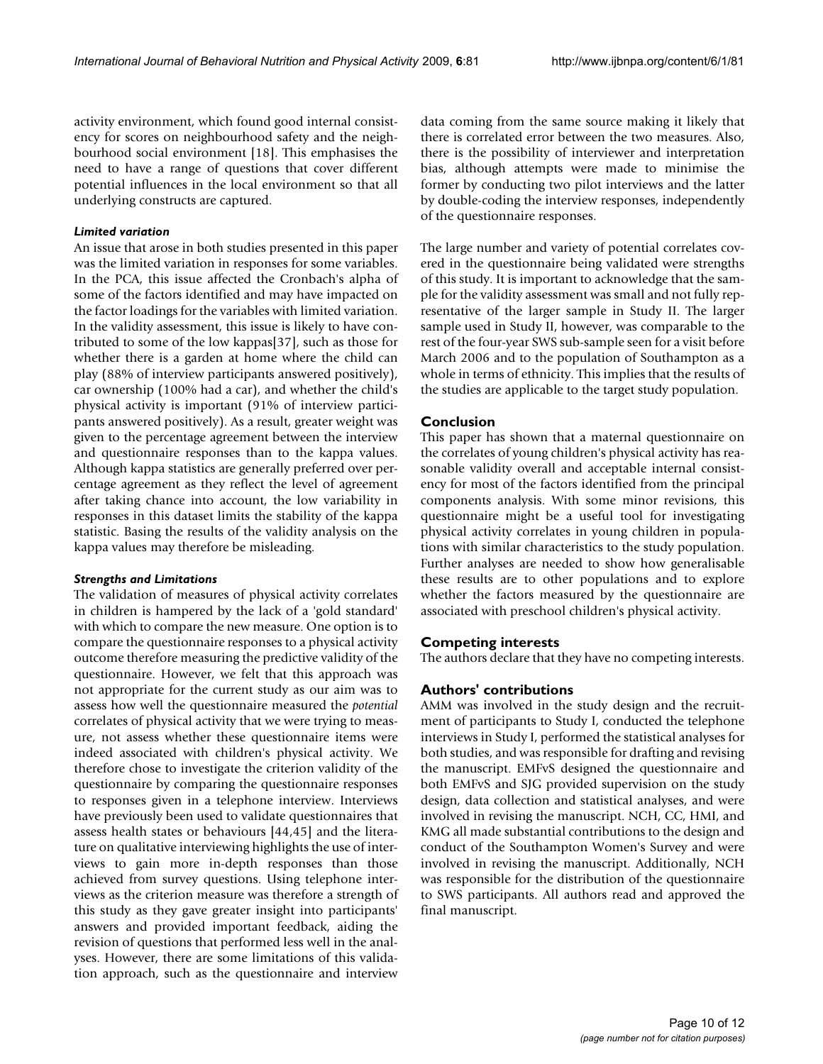activity environment, which found good internal consistency for scores on neighbourhood safety and the neighbourhood social environment [18]. This emphasises the need to have a range of questions that cover different potential influences in the local environment so that all underlying constructs are captured.

#### *Limited variation*

An issue that arose in both studies presented in this paper was the limited variation in responses for some variables. In the PCA, this issue affected the Cronbach's alpha of some of the factors identified and may have impacted on the factor loadings for the variables with limited variation. In the validity assessment, this issue is likely to have contributed to some of the low kappas[37], such as those for whether there is a garden at home where the child can play (88% of interview participants answered positively), car ownership (100% had a car), and whether the child's physical activity is important (91% of interview participants answered positively). As a result, greater weight was given to the percentage agreement between the interview and questionnaire responses than to the kappa values. Although kappa statistics are generally preferred over percentage agreement as they reflect the level of agreement after taking chance into account, the low variability in responses in this dataset limits the stability of the kappa statistic. Basing the results of the validity analysis on the kappa values may therefore be misleading.

#### *Strengths and Limitations*

The validation of measures of physical activity correlates in children is hampered by the lack of a 'gold standard' with which to compare the new measure. One option is to compare the questionnaire responses to a physical activity outcome therefore measuring the predictive validity of the questionnaire. However, we felt that this approach was not appropriate for the current study as our aim was to assess how well the questionnaire measured the *potential* correlates of physical activity that we were trying to measure, not assess whether these questionnaire items were indeed associated with children's physical activity. We therefore chose to investigate the criterion validity of the questionnaire by comparing the questionnaire responses to responses given in a telephone interview. Interviews have previously been used to validate questionnaires that assess health states or behaviours [44,45] and the literature on qualitative interviewing highlights the use of interviews to gain more in-depth responses than those achieved from survey questions. Using telephone interviews as the criterion measure was therefore a strength of this study as they gave greater insight into participants' answers and provided important feedback, aiding the revision of questions that performed less well in the analyses. However, there are some limitations of this validation approach, such as the questionnaire and interview data coming from the same source making it likely that there is correlated error between the two measures. Also, there is the possibility of interviewer and interpretation bias, although attempts were made to minimise the former by conducting two pilot interviews and the latter by double-coding the interview responses, independently of the questionnaire responses.

The large number and variety of potential correlates covered in the questionnaire being validated were strengths of this study. It is important to acknowledge that the sample for the validity assessment was small and not fully representative of the larger sample in Study II. The larger sample used in Study II, however, was comparable to the rest of the four-year SWS sub-sample seen for a visit before March 2006 and to the population of Southampton as a whole in terms of ethnicity. This implies that the results of the studies are applicable to the target study population.

## Conclusion

This paper has shown that a maternal questionnaire on the correlates of young children's physical activity has reasonable validity overall and acceptable internal consistency for most of the factors identified from the principal components analysis. With some minor revisions, this questionnaire might be a useful tool for investigating physical activity correlates in young children in populations with similar characteristics to the study population. Further analyses are needed to show how generalisable these results are to other populations and to explore whether the factors measured by the questionnaire are associated with preschool children's physical activity.

## Competing interests

The authors declare that they have no competing interests.

## Authors' contributions

AMM was involved in the study design and the recruitment of participants to Study I, conducted the telephone interviews in Study I, performed the statistical analyses for both studies, and was responsible for drafting and revising the manuscript. EMFvS designed the questionnaire and both EMFvS and SJG provided supervision on the study design, data collection and statistical analyses, and were involved in revising the manuscript. NCH, CC, HMI, and KMG all made substantial contributions to the design and conduct of the Southampton Women's Survey and were involved in revising the manuscript. Additionally, NCH was responsible for the distribution of the questionnaire to SWS participants. All authors read and approved the final manuscript.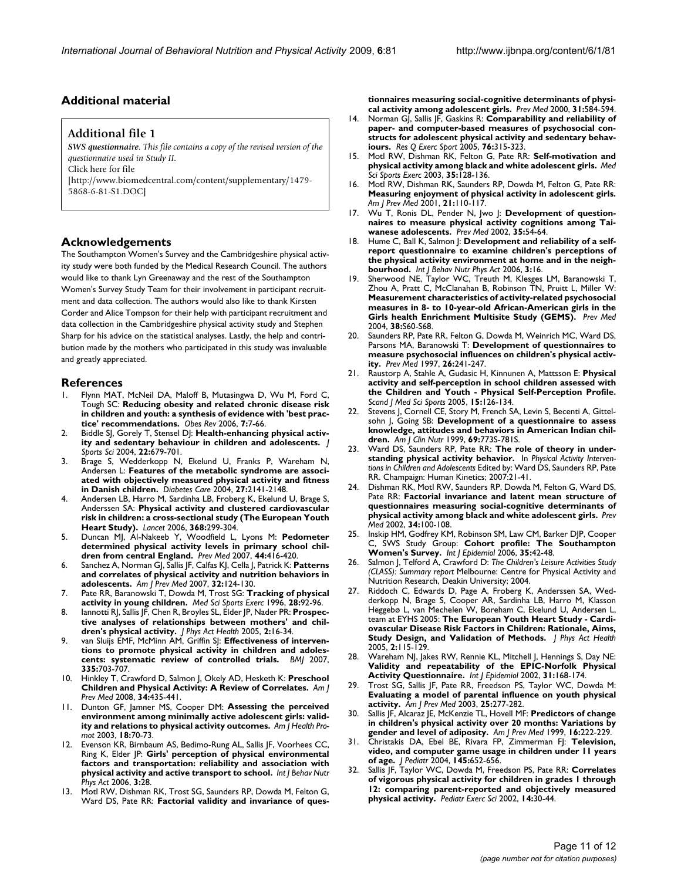## Additional material

### Additional file 1

***SWS questionnaire**. This file contains a copy of the revised version of the questionnaire used in Study II.*
Click here for file
[http://www.biomedcentral.com/content/supplementary/1479-5868-6-81-S1.DOC]

## Acknowledgements

The Southampton Women's Survey and the Cambridgeshire physical activity study were both funded by the Medical Research Council. The authors would like to thank Lyn Greenaway and the rest of the Southampton Women's Survey Study Team for their involvement in participant recruitment and data collection. The authors would also like to thank Kirsten Corder and Alice Tompson for their help with participant recruitment and data collection in the Cambridgeshire physical activity study and Stephen Sharp for his advice on the statistical analyses. Lastly, the help and contribution made by the mothers who participated in this study was invaluable and greatly appreciated.

## References

1. Flynn MAT, McNeil DA, Maloff B, Mutasingwa D, Wu M, Ford C, Tough SC: **Reducing obesity and related chronic disease risk in children and youth: a synthesis of evidence with 'best practice' recommendations.** *Obes Rev* 2006, **7:**7-66.
2. Biddle SJ, Gorely T, Stensel DJ: **Health-enhancing physical activity and sedentary behaviour in children and adolescents.** *J Sports Sci* 2004, **22:**679-701.
3. Brage S, Wedderkopp N, Ekelund U, Franks P, Wareham N, Andersen L: **Features of the metabolic syndrome are associated with objectively measured physical activity and fitness in Danish children.** *Diabetes Care* 2004, **27:**2141-2148.
4. Andersen LB, Harro M, Sardinha LB, Froberg K, Ekelund U, Brage S, Anderssen SA: **Physical activity and clustered cardiovascular risk in children: a cross-sectional study (The European Youth Heart Study).** *Lancet* 2006, **368:**299-304.
5. Duncan MJ, Al-Nakeeb Y, Woodfield L, Lyons M: **Pedometer determined physical activity levels in primary school children from central England.** *Prev Med* 2007, **44:**416-420.
6. Sanchez A, Norman GJ, Sallis JF, Calfas KJ, Cella J, Patrick K: **Patterns and correlates of physical activity and nutrition behaviors in adolescents.** *Am J Prev Med* 2007, **32:**124-130.
7. Pate RR, Baranowski T, Dowda M, Trost SG: **Tracking of physical activity in young children.** *Med Sci Sports Exerc* 1996, **28:**92-96.
8. Iannotti RJ, Sallis JF, Chen R, Broyles SL, Elder JP, Nader PR: **Prospective analyses of relationships between mothers' and children's physical activity.** *J Phys Act Health* 2005, **2:**16-34.
9. van Sluijs EMF, McMinn AM, Griffin SJ: **Effectiveness of interventions to promote physical activity in children and adolescents: systematic review of controlled trials.** *BMJ* 2007, **335:**703-707.
10. Hinkley T, Crawford D, Salmon J, Okely AD, Hesketh K: **Preschool Children and Physical Activity: A Review of Correlates.** *Am J Prev Med* 2008, **34:**435-441.
11. Dunton GF, Jamner MS, Cooper DM: **Assessing the perceived environment among minimally active adolescent girls: validity and relations to physical activity outcomes.** *Am J Health Promot* 2003, **18:**70-73.
12. Evenson KR, Birnbaum AS, Bedimo-Rung AL, Sallis JF, Voorhees CC, Ring K, Elder JP: **Girls' perception of physical environmental factors and transportation: reliability and association with physical activity and active transport to school.** *Int J Behav Nutr Phys Act* 2006, **3:**28.
13. Motl RW, Dishman RK, Trost SG, Saunders RP, Dowda M, Felton G, Ward DS, Pate RR: **Factorial validity and invariance of questionnaires measuring social-cognitive determinants of physical activity among adolescent girls.** *Prev Med* 2000, **31:**584-594.
14. Norman GJ, Sallis JF, Gaskins R: **Comparability and reliability of paper- and computer-based measures of psychosocial constructs for adolescent physical activity and sedentary behaviours.** *Res Q Exerc Sport* 2005, **76:**315-323.
15. Motl RW, Dishman RK, Felton G, Pate RR: **Self-motivation and physical activity among black and white adolescent girls.** *Med Sci Sports Exerc* 2003, **35:**128-136.
16. Motl RW, Dishman RK, Saunders RP, Dowda M, Felton G, Pate RR: **Measuring enjoyment of physical activity in adolescent girls.** *Am J Prev Med* 2001, **21:**110-117.
17. Wu T, Ronis DL, Pender N, Jwo J: **Development of questionnaires to measure physical activity cognitions among Taiwanese adolescents.** *Prev Med* 2002, **35:**54-64.
18. Hume C, Ball K, Salmon J: **Development and reliability of a self-report questionnaire to examine children's perceptions of the physical activity environment at home and in the neighbourhood.** *Int J Behav Nutr Phys Act* 2006, **3:**16.
19. Sherwood NE, Taylor WC, Treuth M, Klesges LM, Baranowski T, Zhou A, Pratt C, McClanahan B, Robinson TN, Pruitt L, Miller W: **Measurement characteristics of activity-related psychosocial measures in 8- to 10-year-old African-American girls in the Girls health Enrichment Multisite Study (GEMS).** *Prev Med* 2004, **38:**S60-S68.
20. Saunders RP, Pate RR, Felton G, Dowda M, Weinrich MC, Ward DS, Parsons MA, Baranowski T: **Development of questionnaires to measure psychosocial influences on children's physical activity.** *Prev Med* 1997, **26:**241-247.
21. Raustorp A, Stahle A, Gudasic H, Kinnunen A, Mattsson E: **Physical activity and self-perception in school children assessed with the Children and Youth - Physical Self-Perception Profile.** *Scand J Med Sci Sports* 2005, **15:**126-134.
22. Stevens J, Cornell CE, Story M, French SA, Levin S, Becenti A, Gittelsohn J, Going SB: **Development of a questionnaire to assess knowledge, attitudes and behaviors in American Indian children.** *Am J Clin Nutr* 1999, **69:**773S-781S.
23. Ward DS, Saunders RP, Pate RR: **The role of theory in understanding physical activity behavior.** In *Physical Activity Interventions in Children and Adolescents* Edited by: Ward DS, Saunders RP, Pate RR. Champaign: Human Kinetics; 2007:21-41.
24. Dishman RK, Motl RW, Saunders RP, Dowda M, Felton G, Ward DS, Pate RR: **Factorial invariance and latent mean structure of questionnaires measuring social-cognitive determinants of physical activity among black and white adolescent girls.** *Prev Med* 2002, **34:**100-108.
25. Inskip HM, Godfrey KM, Robinson SM, Law CM, Barker DJP, Cooper C, SWS Study Group: **Cohort profile: The Southampton Women's Survey.** *Int J Epidemiol* 2006, **35:**42-48.
26. Salmon J, Telford A, Crawford D: *The Children's Leisure Activities Study (CLASS): Summary report* Melbourne: Centre for Physical Activity and Nutrition Research, Deakin University; 2004.
27. Riddoch C, Edwards D, Page A, Froberg K, Anderssen SA, Wedderkopp N, Brage S, Cooper AR, Sardinha LB, Harro M, Klasson Heggebø L, van Mechelen W, Boreham C, Ekelund U, Andersen L, team at EYHS 2005: **The European Youth Heart Study - Cardiovascular Disease Risk Factors in Children: Rationale, Aims, Study Design, and Validation of Methods.** *J Phys Act Health* 2005, **2:**115-129.
28. Wareham NJ, Jakes RW, Rennie KL, Mitchell J, Hennings S, Day NE: **Validity and repeatability of the EPIC-Norfolk Physical Activity Questionnaire.** *Int J Epidemiol* 2002, **31:**168-174.
29. Trost SG, Sallis JF, Pate RR, Freedson PS, Taylor WC, Dowda M: **Evaluating a model of parental influence on youth physical activity.** *Am J Prev Med* 2003, **25:**277-282.
30. Sallis JF, Alcaraz JE, McKenzie TL, Hovell MF: **Predictors of change in children's physical activity over 20 months: Variations by gender and level of adiposity.** *Am J Prev Med* 1999, **16:**222-229.
31. Christakis DA, Ebel BE, Rivara FP, Zimmerman FJ: **Television, video, and computer game usage in children under 11 years of age.** *J Pediatr* 2004, **145:**652-656.
32. Sallis JF, Taylor WC, Dowda M, Freedson PS, Pate RR: **Correlates of vigorous physical activity for children in grades 1 through 12: comparing parent-reported and objectively measured physical activity.** *Pediatr Exerc Sci* 2002, **14:**30-44.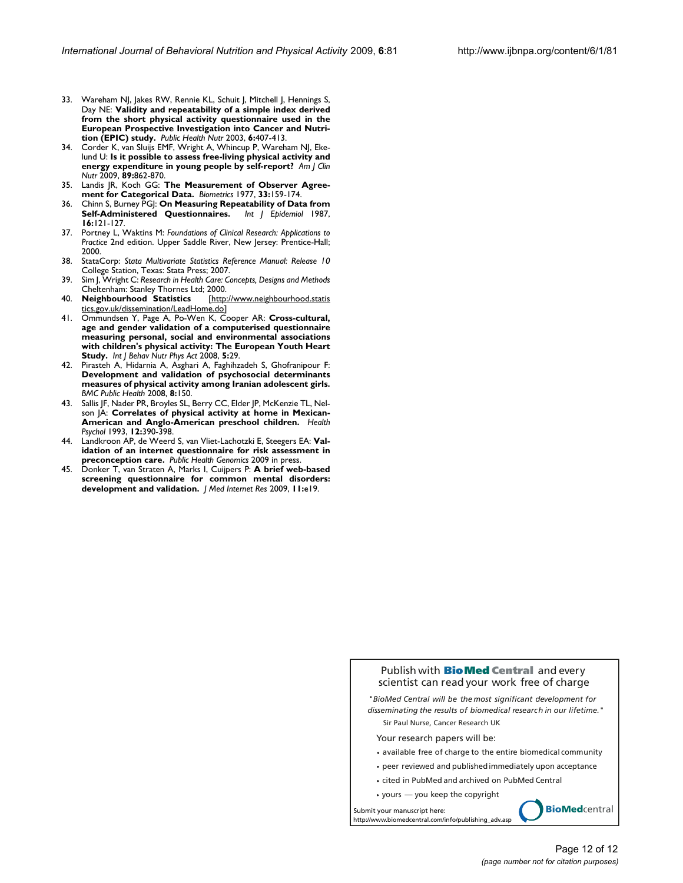33. Wareham NJ, Jakes RW, Rennie KL, Schuit J, Mitchell J, Hennings S, Day NE: **Validity and repeatability of a simple index derived from the short physical activity questionnaire used in the European Prospective Investigation into Cancer and Nutrition (EPIC) study.** *Public Health Nutr* 2003, **6:**407-413.
34. Corder K, van Sluijs EMF, Wright A, Whincup P, Wareham NJ, Ekelund U: **Is it possible to assess free-living physical activity and energy expenditure in young people by self-report?** *Am J Clin Nutr* 2009, **89:**862-870.
35. Landis JR, Koch GG: **The Measurement of Observer Agreement for Categorical Data.** *Biometrics* 1977, **33:**159-174.
36. Chinn S, Burney PGJ: **On Measuring Repeatability of Data from Self-Administered Questionnaires.** *Int J Epidemiol* 1987, **16:**121-127.
37. Portney L, Waktins M: *Foundations of Clinical Research: Applications to Practice* 2nd edition. Upper Saddle River, New Jersey: Prentice-Hall; 2000.
38. StataCorp: *Stata Multivariate Statistics Reference Manual: Release 10* College Station, Texas: Stata Press; 2007.
39. Sim J, Wright C: *Research in Health Care: Concepts, Designs and Methods* Cheltenham: Stanley Thornes Ltd; 2000.
40. **Neighbourhood Statistics** [http://www.neighbourhood.statistics.gov.uk/dissemination/LeadHome.do]
41. Ommundsen Y, Page A, Po-Wen K, Cooper AR: **Cross-cultural, age and gender validation of a computerised questionnaire measuring personal, social and environmental associations with children's physical activity: The European Youth Heart Study.** *Int J Behav Nutr Phys Act* 2008, **5:**29.
42. Pirasteh A, Hidarnia A, Asghari A, Faghihzadeh S, Ghofranipour F: **Development and validation of psychosocial determinants measures of physical activity among Iranian adolescent girls.** *BMC Public Health* 2008, **8:**150.
43. Sallis JF, Nader PR, Broyles SL, Berry CC, Elder JP, McKenzie TL, Nelson JA: **Correlates of physical activity at home in Mexican-American and Anglo-American preschool children.** *Health Psychol* 1993, **12:**390-398.
44. Landkroon AP, de Weerd S, van Vliet-Lachotzki E, Steegers EA: **Validation of an internet questionnaire for risk assessment in preconception care.** *Public Health Genomics* 2009 in press.
45. Donker T, van Straten A, Marks I, Cuijpers P: **A brief web-based screening questionnaire for common mental disorders: development and validation.** *J Med Internet Res* 2009, **11:**e19.

Publish with **BioMed Central** and every scientist can read your work free of charge

*"BioMed Central will be the most significant development for disseminating the results of biomedical research in our lifetime."*
Sir Paul Nurse, Cancer Research UK

Your research papers will be:

- available free of charge to the entire biomedical community
- peer reviewed and published immediately upon acceptance
- cited in PubMed and archived on PubMed Central
- yours — you keep the copyright

Submit your manuscript here:
http://www.biomedcentral.com/info/publishing_adv.asp

**BioMed**central